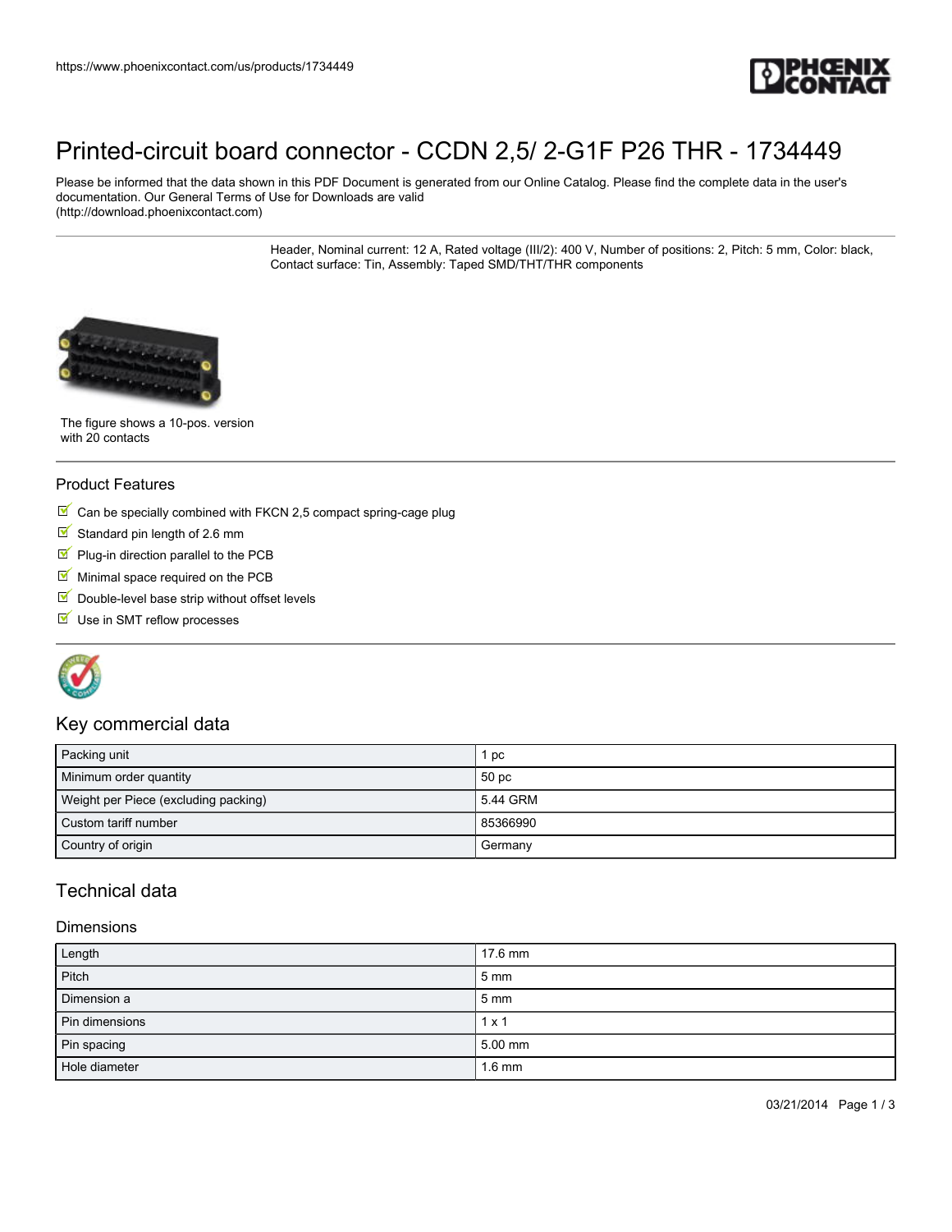https://www.phoenixcontact.com/us/products/1734449

# Printed-circuit board connector - CCDN 2,5/ 2-G1F P26 THR - 1734449

Please be informed that the data shown in this PDF Document is generated from our Online Catalog. Please find the complete data in the user's documentation. Our General Terms of Use for Downloads are valid (http://download.phoenixcontact.com)

Header, Nominal current: 12 A, Rated voltage (III/2): 400 V, Number of positions: 2, Pitch: 5 mm, Color: black, Contact surface: Tin, Assembly: Taped SMD/THT/THR components

The figure shows a 10-pos. version with 20 contacts

## Product Features

- Can be specially combined with FKCN 2,5 compact spring-cage plug
- Standard pin length of 2.6 mm
- Plug-in direction parallel to the PCB
- Minimal space required on the PCB
- Double-level base strip without offset levels
- Use in SMT reflow processes

## Key commercial data

| | |
|---|---|
| Packing unit | 1 pc |
| Minimum order quantity | 50 pc |
| Weight per Piece (excluding packing) | 5.44 GRM |
| Custom tariff number | 85366990 |
| Country of origin | Germany |

## Technical data

### Dimensions

| | |
|---|---|
| Length | 17.6 mm |
| Pitch | 5 mm |
| Dimension a | 5 mm |
| Pin dimensions | 1 x 1 |
| Pin spacing | 5.00 mm |
| Hole diameter | 1.6 mm |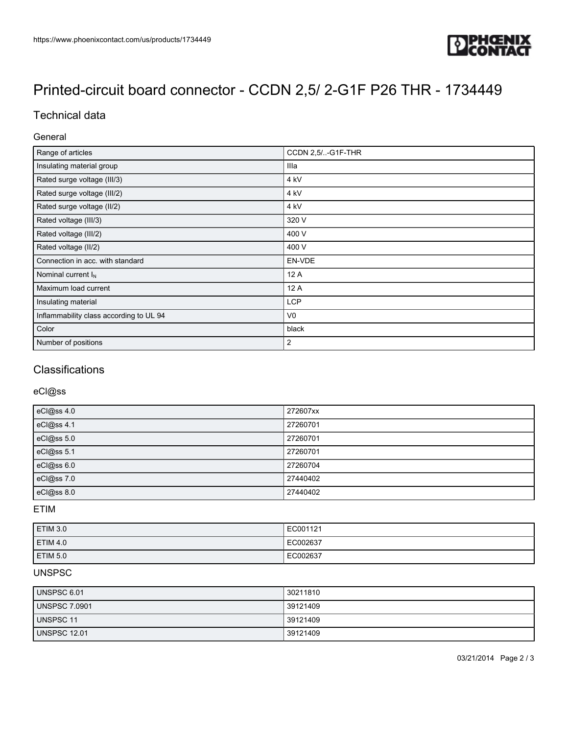# Printed-circuit board connector - CCDN 2,5/ 2-G1F P26 THR - 1734449

## Technical data

### General

| | |
|---|---|
| Range of articles | CCDN 2,5/..-G1F-THR |
| Insulating material group | IIIa |
| Rated surge voltage (III/3) | 4 kV |
| Rated surge voltage (III/2) | 4 kV |
| Rated surge voltage (II/2) | 4 kV |
| Rated voltage (III/3) | 320 V |
| Rated voltage (III/2) | 400 V |
| Rated voltage (II/2) | 400 V |
| Connection in acc. with standard | EN-VDE |
| Nominal current $I_N$ | 12 A |
| Maximum load current | 12 A |
| Insulating material | LCP |
| Inflammability class according to UL 94 | V0 |
| Color | black |
| Number of positions | 2 |

## Classifications

### eCl@ss

| | |
|---|---|
| eCl@ss 4.0 | 272607xx |
| eCl@ss 4.1 | 27260701 |
| eCl@ss 5.0 | 27260701 |
| eCl@ss 5.1 | 27260701 |
| eCl@ss 6.0 | 27260704 |
| eCl@ss 7.0 | 27440402 |
| eCl@ss 8.0 | 27440402 |

### ETIM

| | |
|---|---|
| ETIM 3.0 | EC001121 |
| ETIM 4.0 | EC002637 |
| ETIM 5.0 | EC002637 |

### UNSPSC

| | |
|---|---|
| UNSPSC 6.01 | 30211810 |
| UNSPSC 7.0901 | 39121409 |
| UNSPSC 11 | 39121409 |
| UNSPSC 12.01 | 39121409 |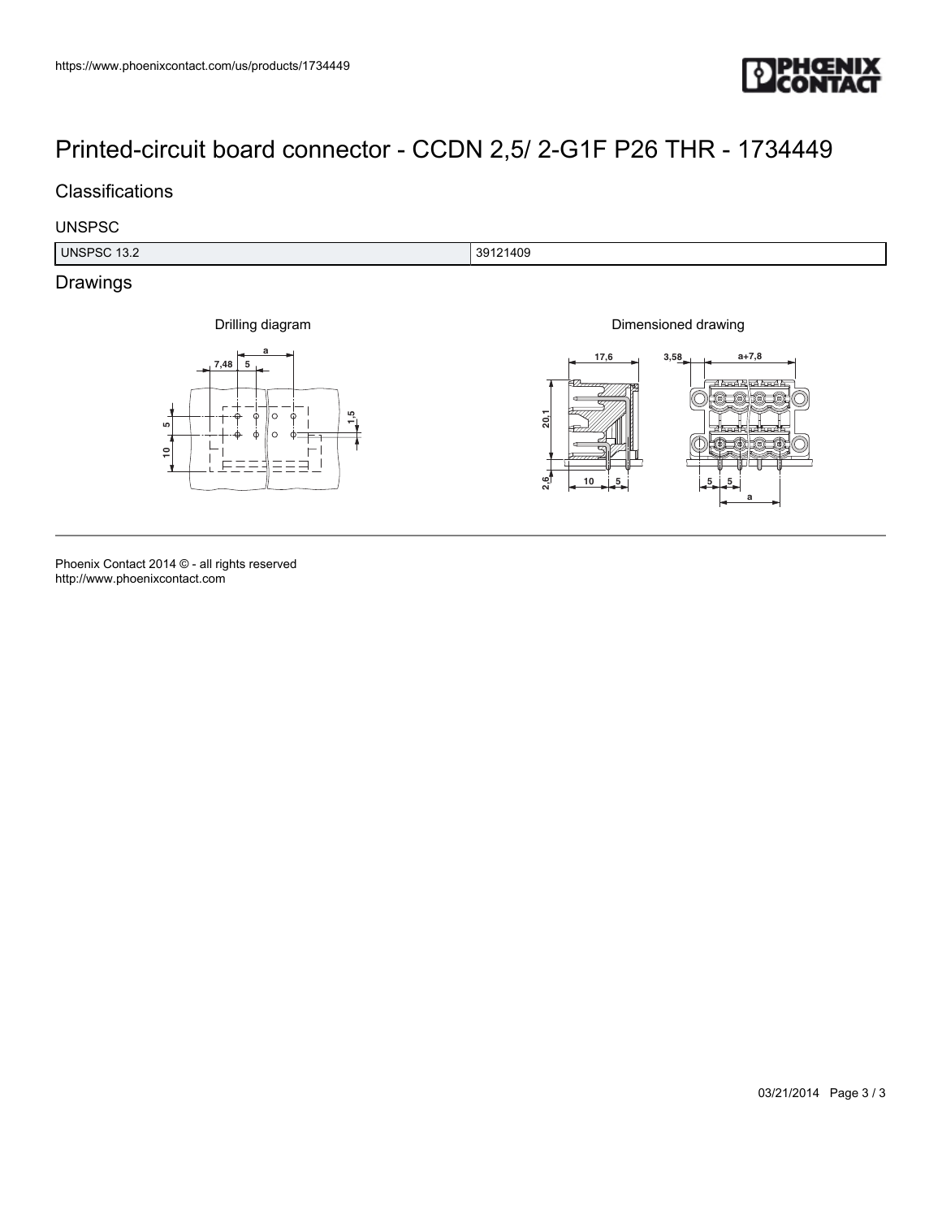# Printed-circuit board connector - CCDN 2,5/ 2-G1F P26 THR - 1734449

## Classifications

### UNSPSC

| | |
|---|---|
| UNSPSC 13.2 | 39121409 |

## Drawings

Drilling diagram

a
7,48
5
5
10
1,5

Dimensioned drawing

17,6
3,58
a+7,8
20,1
2,6
10
5
5
5
a

Phoenix Contact 2014 © - all rights reserved
http://www.phoenixcontact.com